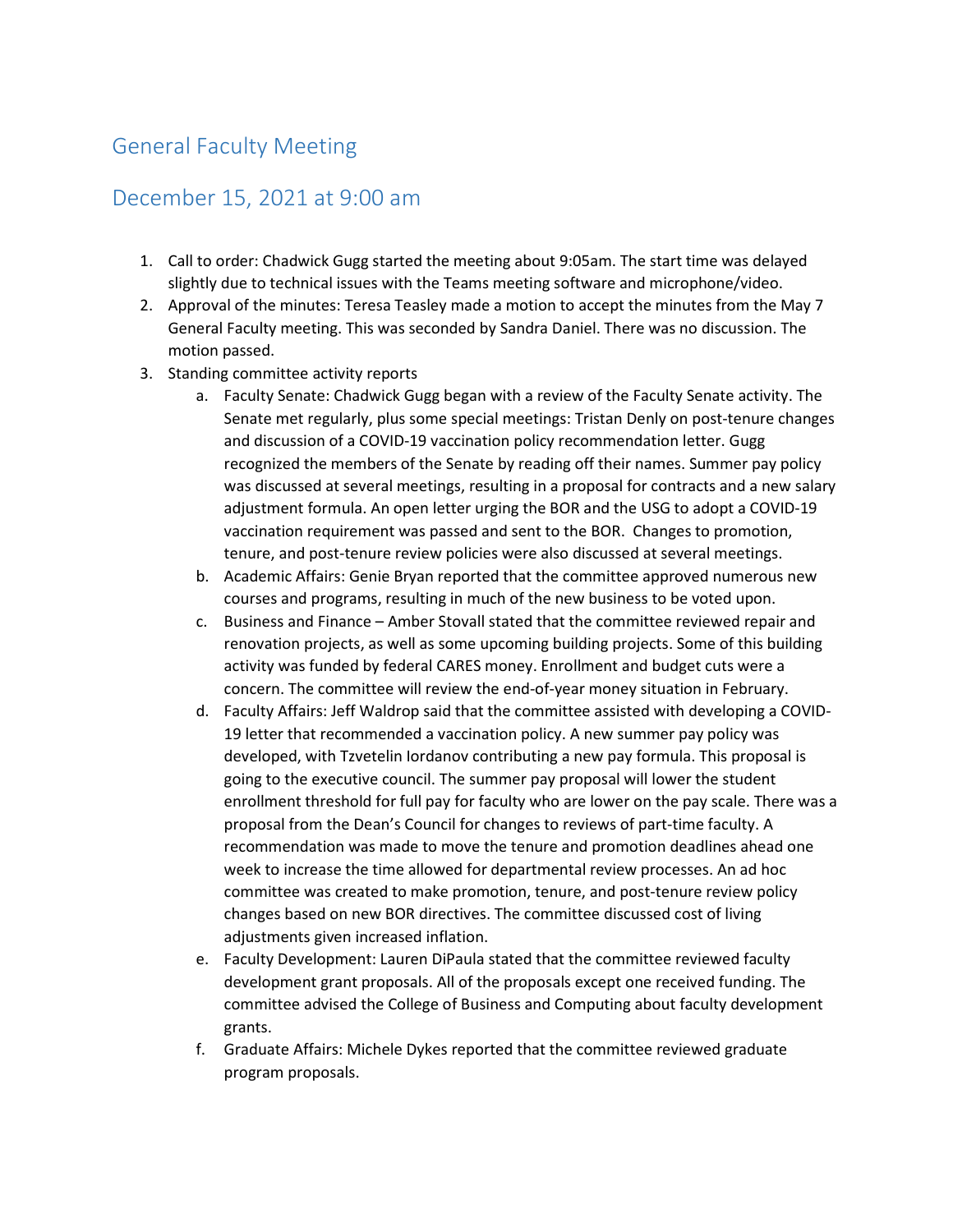# General Faculty Meeting

## December 15, 2021 at 9:00 am

1. Call to order: Chadwick Gugg started the meeting about 9:05am. The start time was delayed slightly due to technical issues with the Teams meeting software and microphone/video.
2. Approval of the minutes: Teresa Teasley made a motion to accept the minutes from the May 7 General Faculty meeting. This was seconded by Sandra Daniel. There was no discussion. The motion passed.
3. Standing committee activity reports
    a. Faculty Senate: Chadwick Gugg began with a review of the Faculty Senate activity. The Senate met regularly, plus some special meetings: Tristan Denly on post-tenure changes and discussion of a COVID-19 vaccination policy recommendation letter. Gugg recognized the members of the Senate by reading off their names. Summer pay policy was discussed at several meetings, resulting in a proposal for contracts and a new salary adjustment formula. An open letter urging the BOR and the USG to adopt a COVID-19 vaccination requirement was passed and sent to the BOR. Changes to promotion, tenure, and post-tenure review policies were also discussed at several meetings.
    b. Academic Affairs: Genie Bryan reported that the committee approved numerous new courses and programs, resulting in much of the new business to be voted upon.
    c. Business and Finance – Amber Stovall stated that the committee reviewed repair and renovation projects, as well as some upcoming building projects. Some of this building activity was funded by federal CARES money. Enrollment and budget cuts were a concern. The committee will review the end-of-year money situation in February.
    d. Faculty Affairs: Jeff Waldrop said that the committee assisted with developing a COVID-19 letter that recommended a vaccination policy. A new summer pay policy was developed, with Tzvetelin Iordanov contributing a new pay formula. This proposal is going to the executive council. The summer pay proposal will lower the student enrollment threshold for full pay for faculty who are lower on the pay scale. There was a proposal from the Dean's Council for changes to reviews of part-time faculty. A recommendation was made to move the tenure and promotion deadlines ahead one week to increase the time allowed for departmental review processes. An ad hoc committee was created to make promotion, tenure, and post-tenure review policy changes based on new BOR directives. The committee discussed cost of living adjustments given increased inflation.
    e. Faculty Development: Lauren DiPaula stated that the committee reviewed faculty development grant proposals. All of the proposals except one received funding. The committee advised the College of Business and Computing about faculty development grants.
    f. Graduate Affairs: Michele Dykes reported that the committee reviewed graduate program proposals.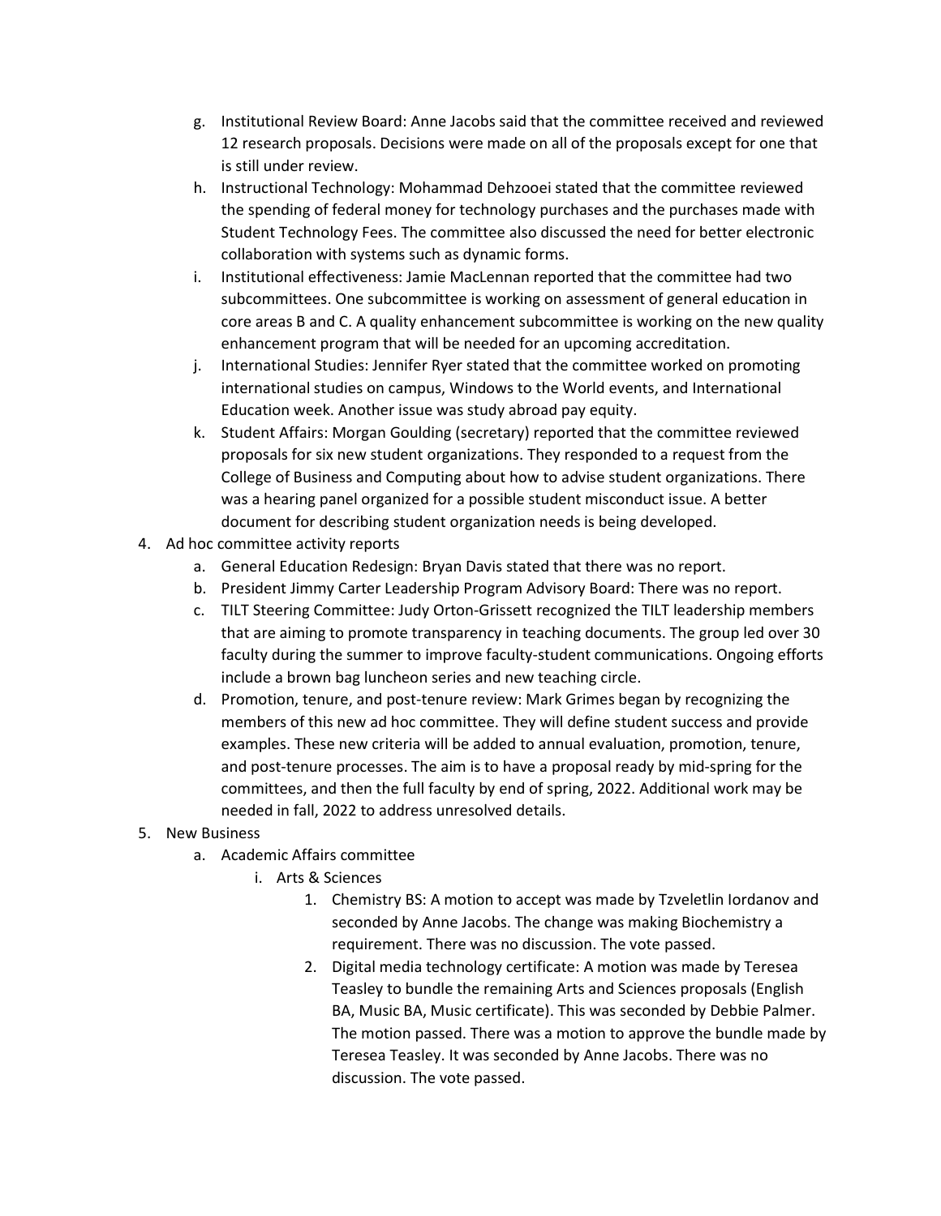g. Institutional Review Board: Anne Jacobs said that the committee received and reviewed 12 research proposals. Decisions were made on all of the proposals except for one that is still under review.
   h. Instructional Technology: Mohammad Dehzooei stated that the committee reviewed the spending of federal money for technology purchases and the purchases made with Student Technology Fees. The committee also discussed the need for better electronic collaboration with systems such as dynamic forms.
   i. Institutional effectiveness: Jamie MacLennan reported that the committee had two subcommittees. One subcommittee is working on assessment of general education in core areas B and C. A quality enhancement subcommittee is working on the new quality enhancement program that will be needed for an upcoming accreditation.
   j. International Studies: Jennifer Ryer stated that the committee worked on promoting international studies on campus, Windows to the World events, and International Education week. Another issue was study abroad pay equity.
   k. Student Affairs: Morgan Goulding (secretary) reported that the committee reviewed proposals for six new student organizations. They responded to a request from the College of Business and Computing about how to advise student organizations. There was a hearing panel organized for a possible student misconduct issue. A better document for describing student organization needs is being developed.

4. Ad hoc committee activity reports
   a. General Education Redesign: Bryan Davis stated that there was no report.
   b. President Jimmy Carter Leadership Program Advisory Board: There was no report.
   c. TILT Steering Committee: Judy Orton-Grissett recognized the TILT leadership members that are aiming to promote transparency in teaching documents. The group led over 30 faculty during the summer to improve faculty-student communications. Ongoing efforts include a brown bag luncheon series and new teaching circle.
   d. Promotion, tenure, and post-tenure review: Mark Grimes began by recognizing the members of this new ad hoc committee. They will define student success and provide examples. These new criteria will be added to annual evaluation, promotion, tenure, and post-tenure processes. The aim is to have a proposal ready by mid-spring for the committees, and then the full faculty by end of spring, 2022. Additional work may be needed in fall, 2022 to address unresolved details.

5. New Business
   a. Academic Affairs committee
      i. Arts & Sciences
         1. Chemistry BS: A motion to accept was made by Tzveletlin Iordanov and seconded by Anne Jacobs. The change was making Biochemistry a requirement. There was no discussion. The vote passed.
         2. Digital media technology certificate: A motion was made by Teresea Teasley to bundle the remaining Arts and Sciences proposals (English BA, Music BA, Music certificate). This was seconded by Debbie Palmer. The motion passed. There was a motion to approve the bundle made by Teresea Teasley. It was seconded by Anne Jacobs. There was no discussion. The vote passed.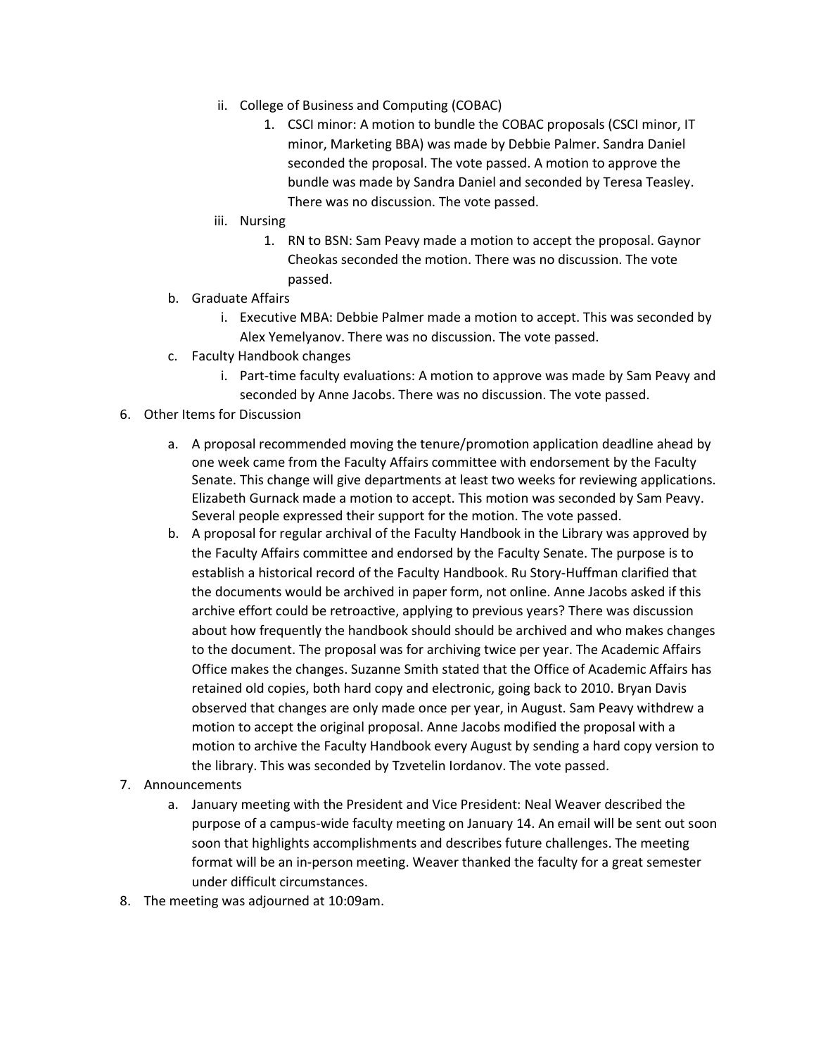ii. College of Business and Computing (COBAC)
      1. CSCI minor: A motion to bundle the COBAC proposals (CSCI minor, IT minor, Marketing BBA) was made by Debbie Palmer. Sandra Daniel seconded the proposal. The vote passed. A motion to approve the bundle was made by Sandra Daniel and seconded by Teresa Teasley. There was no discussion. The vote passed.
   iii. Nursing
      1. RN to BSN: Sam Peavy made a motion to accept the proposal. Gaynor Cheokas seconded the motion. There was no discussion. The vote passed.

b. Graduate Affairs
   i. Executive MBA: Debbie Palmer made a motion to accept. This was seconded by Alex Yemelyanov. There was no discussion. The vote passed.

c. Faculty Handbook changes
   i. Part-time faculty evaluations: A motion to approve was made by Sam Peavy and seconded by Anne Jacobs. There was no discussion. The vote passed.

6. Other Items for Discussion
   a. A proposal recommended moving the tenure/promotion application deadline ahead by one week came from the Faculty Affairs committee with endorsement by the Faculty Senate. This change will give departments at least two weeks for reviewing applications. Elizabeth Gurnack made a motion to accept. This motion was seconded by Sam Peavy. Several people expressed their support for the motion. The vote passed.
   b. A proposal for regular archival of the Faculty Handbook in the Library was approved by the Faculty Affairs committee and endorsed by the Faculty Senate. The purpose is to establish a historical record of the Faculty Handbook. Ru Story-Huffman clarified that the documents would be archived in paper form, not online. Anne Jacobs asked if this archive effort could be retroactive, applying to previous years? There was discussion about how frequently the handbook should should be archived and who makes changes to the document. The proposal was for archiving twice per year. The Academic Affairs Office makes the changes. Suzanne Smith stated that the Office of Academic Affairs has retained old copies, both hard copy and electronic, going back to 2010. Bryan Davis observed that changes are only made once per year, in August. Sam Peavy withdrew a motion to accept the original proposal. Anne Jacobs modified the proposal with a motion to archive the Faculty Handbook every August by sending a hard copy version to the library. This was seconded by Tzvetelin Iordanov. The vote passed.

7. Announcements
   a. January meeting with the President and Vice President: Neal Weaver described the purpose of a campus-wide faculty meeting on January 14. An email will be sent out soon soon that highlights accomplishments and describes future challenges. The meeting format will be an in-person meeting. Weaver thanked the faculty for a great semester under difficult circumstances.

8. The meeting was adjourned at 10:09am.